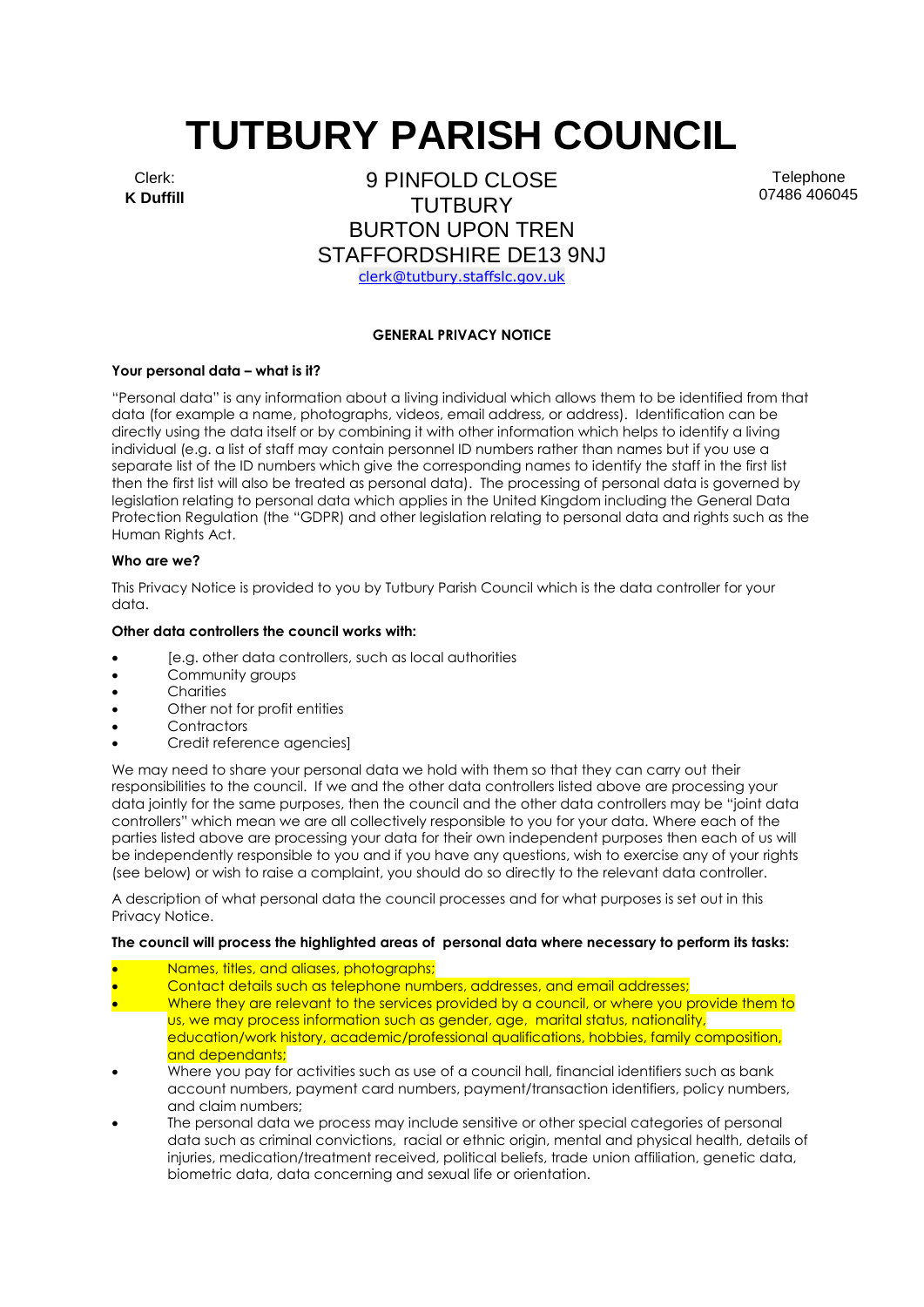# TUTBURY PARISH COUNCIL

Clerk:
**K Duffill**

9 PINFOLD CLOSE
TUTBURY
BURTON UPON TREN
STAFFORDSHIRE DE13 9NJ
clerk@tutbury.staffslc.gov.uk

Telephone
07486 406045

**GENERAL PRIVACY NOTICE**

**Your personal data – what is it?**

"Personal data" is any information about a living individual which allows them to be identified from that data (for example a name, photographs, videos, email address, or address). Identification can be directly using the data itself or by combining it with other information which helps to identify a living individual (e.g. a list of staff may contain personnel ID numbers rather than names but if you use a separate list of the ID numbers which give the corresponding names to identify the staff in the first list then the first list will also be treated as personal data). The processing of personal data is governed by legislation relating to personal data which applies in the United Kingdom including the General Data Protection Regulation (the "GDPR) and other legislation relating to personal data and rights such as the Human Rights Act.

**Who are we?**

This Privacy Notice is provided to you by Tutbury Parish Council which is the data controller for your data.

**Other data controllers the council works with:**

- [e.g. other data controllers, such as local authorities
- Community groups
- Charities
- Other not for profit entities
- Contractors
- Credit reference agencies]

We may need to share your personal data we hold with them so that they can carry out their responsibilities to the council. If we and the other data controllers listed above are processing your data jointly for the same purposes, then the council and the other data controllers may be "joint data controllers" which mean we are all collectively responsible to you for your data. Where each of the parties listed above are processing your data for their own independent purposes then each of us will be independently responsible to you and if you have any questions, wish to exercise any of your rights (see below) or wish to raise a complaint, you should do so directly to the relevant data controller.

A description of what personal data the council processes and for what purposes is set out in this Privacy Notice.

**The council will process the highlighted areas of personal data where necessary to perform its tasks:**

- Names, titles, and aliases, photographs;
- Contact details such as telephone numbers, addresses, and email addresses;
- Where they are relevant to the services provided by a council, or where you provide them to us, we may process information such as gender, age, marital status, nationality, education/work history, academic/professional qualifications, hobbies, family composition, and dependants;
- Where you pay for activities such as use of a council hall, financial identifiers such as bank account numbers, payment card numbers, payment/transaction identifiers, policy numbers, and claim numbers;
- The personal data we process may include sensitive or other special categories of personal data such as criminal convictions, racial or ethnic origin, mental and physical health, details of injuries, medication/treatment received, political beliefs, trade union affiliation, genetic data, biometric data, data concerning and sexual life or orientation.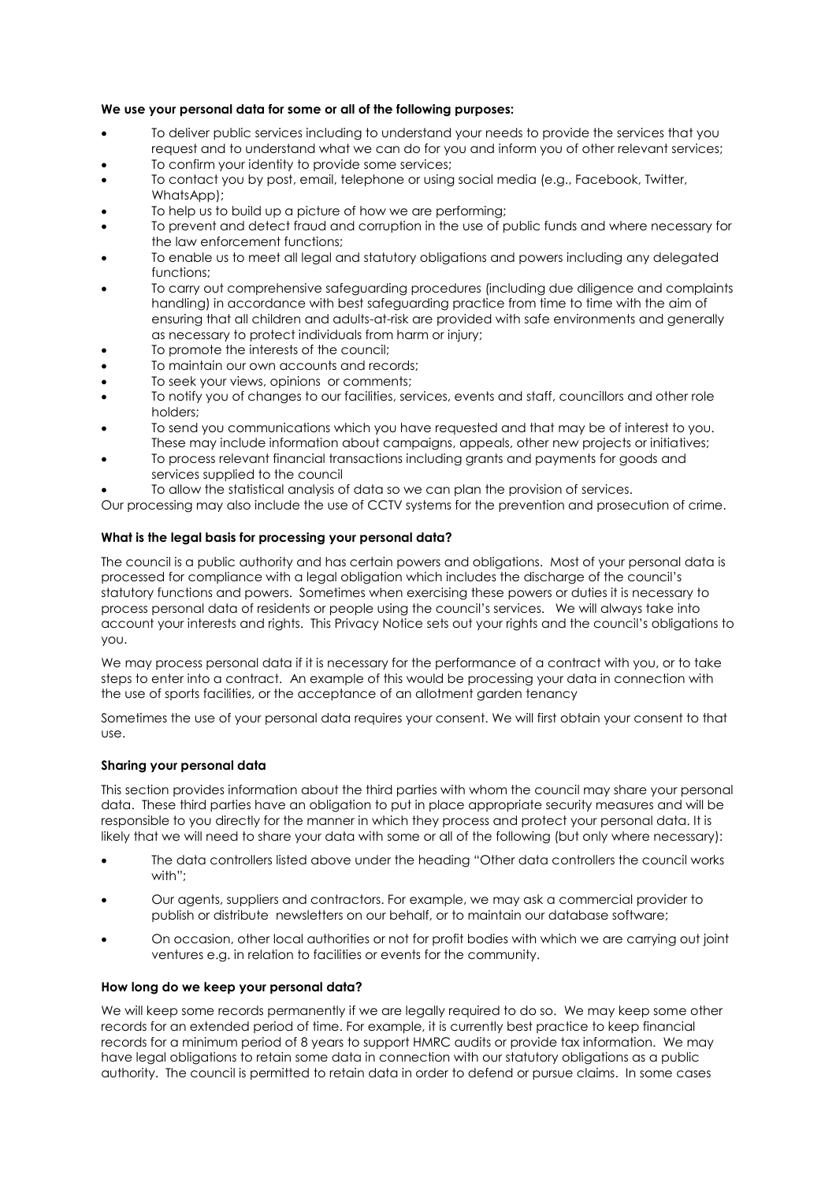**We use your personal data for some or all of the following purposes:**

- To deliver public services including to understand your needs to provide the services that you request and to understand what we can do for you and inform you of other relevant services;
- To confirm your identity to provide some services;
- To contact you by post, email, telephone or using social media (e.g., Facebook, Twitter, WhatsApp);
- To help us to build up a picture of how we are performing;
- To prevent and detect fraud and corruption in the use of public funds and where necessary for the law enforcement functions;
- To enable us to meet all legal and statutory obligations and powers including any delegated functions;
- To carry out comprehensive safeguarding procedures (including due diligence and complaints handling) in accordance with best safeguarding practice from time to time with the aim of ensuring that all children and adults-at-risk are provided with safe environments and generally as necessary to protect individuals from harm or injury;
- To promote the interests of the council;
- To maintain our own accounts and records;
- To seek your views, opinions or comments;
- To notify you of changes to our facilities, services, events and staff, councillors and other role holders;
- To send you communications which you have requested and that may be of interest to you. These may include information about campaigns, appeals, other new projects or initiatives;
- To process relevant financial transactions including grants and payments for goods and services supplied to the council
- To allow the statistical analysis of data so we can plan the provision of services.

Our processing may also include the use of CCTV systems for the prevention and prosecution of crime.

**What is the legal basis for processing your personal data?**

The council is a public authority and has certain powers and obligations. Most of your personal data is processed for compliance with a legal obligation which includes the discharge of the council's statutory functions and powers. Sometimes when exercising these powers or duties it is necessary to process personal data of residents or people using the council's services. We will always take into account your interests and rights. This Privacy Notice sets out your rights and the council's obligations to you.

We may process personal data if it is necessary for the performance of a contract with you, or to take steps to enter into a contract. An example of this would be processing your data in connection with the use of sports facilities, or the acceptance of an allotment garden tenancy

Sometimes the use of your personal data requires your consent. We will first obtain your consent to that use.

**Sharing your personal data**

This section provides information about the third parties with whom the council may share your personal data. These third parties have an obligation to put in place appropriate security measures and will be responsible to you directly for the manner in which they process and protect your personal data. It is likely that we will need to share your data with some or all of the following (but only where necessary):

- The data controllers listed above under the heading "Other data controllers the council works with";
- Our agents, suppliers and contractors. For example, we may ask a commercial provider to publish or distribute newsletters on our behalf, or to maintain our database software;
- On occasion, other local authorities or not for profit bodies with which we are carrying out joint ventures e.g. in relation to facilities or events for the community.

**How long do we keep your personal data?**

We will keep some records permanently if we are legally required to do so. We may keep some other records for an extended period of time. For example, it is currently best practice to keep financial records for a minimum period of 8 years to support HMRC audits or provide tax information. We may have legal obligations to retain some data in connection with our statutory obligations as a public authority. The council is permitted to retain data in order to defend or pursue claims. In some cases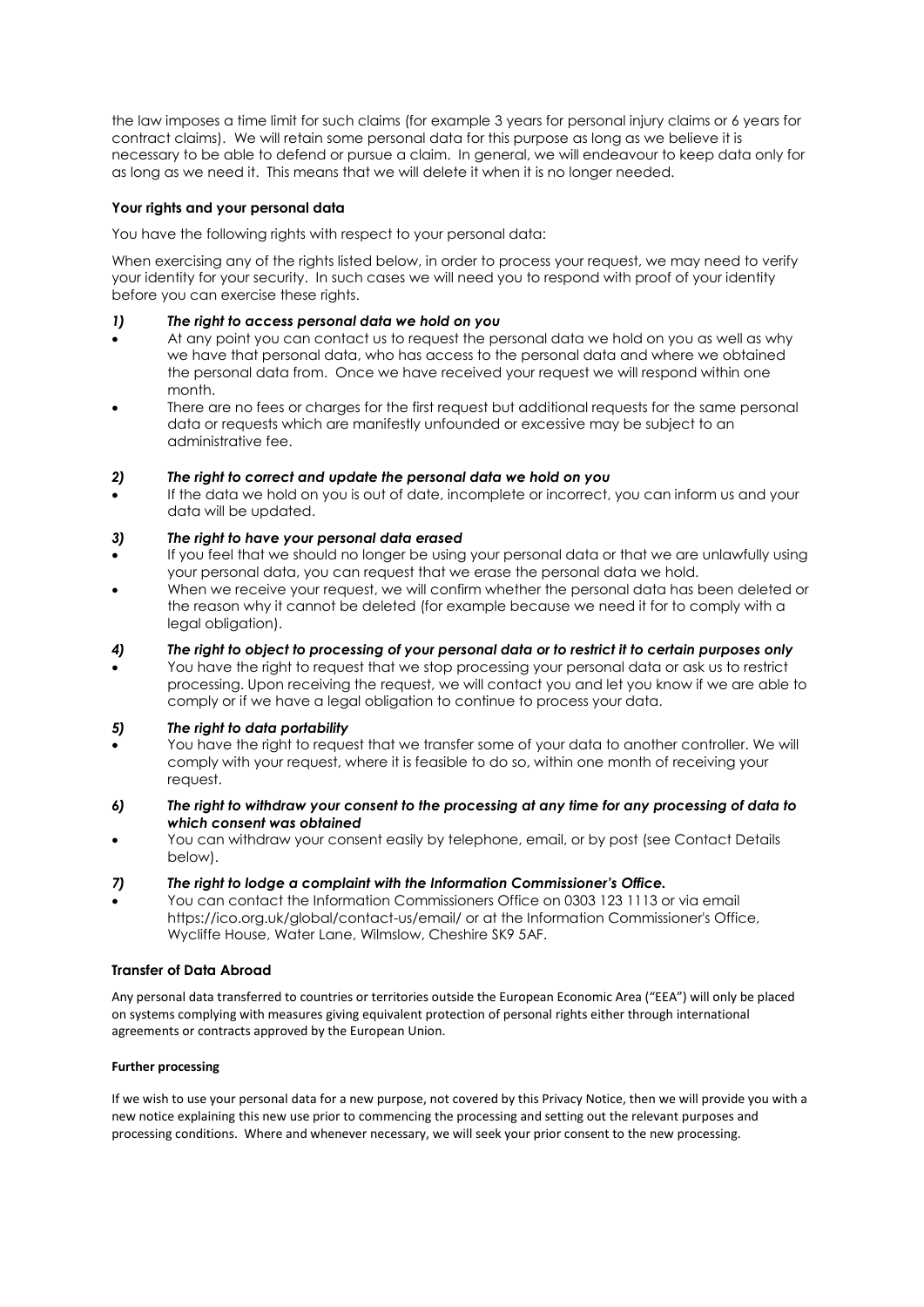the law imposes a time limit for such claims (for example 3 years for personal injury claims or 6 years for contract claims). We will retain some personal data for this purpose as long as we believe it is necessary to be able to defend or pursue a claim. In general, we will endeavour to keep data only for as long as we need it. This means that we will delete it when it is no longer needed.

**Your rights and your personal data**

You have the following rights with respect to your personal data:

When exercising any of the rights listed below, in order to process your request, we may need to verify your identity for your security. In such cases we will need you to respond with proof of your identity before you can exercise these rights.

***1) The right to access personal data we hold on you***

- At any point you can contact us to request the personal data we hold on you as well as why we have that personal data, who has access to the personal data and where we obtained the personal data from. Once we have received your request we will respond within one month.
- There are no fees or charges for the first request but additional requests for the same personal data or requests which are manifestly unfounded or excessive may be subject to an administrative fee.

***2) The right to correct and update the personal data we hold on you***

- If the data we hold on you is out of date, incomplete or incorrect, you can inform us and your data will be updated.

***3) The right to have your personal data erased***

- If you feel that we should no longer be using your personal data or that we are unlawfully using your personal data, you can request that we erase the personal data we hold.
- When we receive your request, we will confirm whether the personal data has been deleted or the reason why it cannot be deleted (for example because we need it for to comply with a legal obligation).

***4) The right to object to processing of your personal data or to restrict it to certain purposes only***

- You have the right to request that we stop processing your personal data or ask us to restrict processing. Upon receiving the request, we will contact you and let you know if we are able to comply or if we have a legal obligation to continue to process your data.

***5) The right to data portability***

- You have the right to request that we transfer some of your data to another controller. We will comply with your request, where it is feasible to do so, within one month of receiving your request.

***6) The right to withdraw your consent to the processing at any time for any processing of data to which consent was obtained***

- You can withdraw your consent easily by telephone, email, or by post (see Contact Details below).

***7) The right to lodge a complaint with the Information Commissioner's Office.***

- You can contact the Information Commissioners Office on 0303 123 1113 or via email https://ico.org.uk/global/contact-us/email/ or at the Information Commissioner's Office, Wycliffe House, Water Lane, Wilmslow, Cheshire SK9 5AF.

**Transfer of Data Abroad**

Any personal data transferred to countries or territories outside the European Economic Area ("EEA") will only be placed on systems complying with measures giving equivalent protection of personal rights either through international agreements or contracts approved by the European Union.

**Further processing**

If we wish to use your personal data for a new purpose, not covered by this Privacy Notice, then we will provide you with a new notice explaining this new use prior to commencing the processing and setting out the relevant purposes and processing conditions. Where and whenever necessary, we will seek your prior consent to the new processing.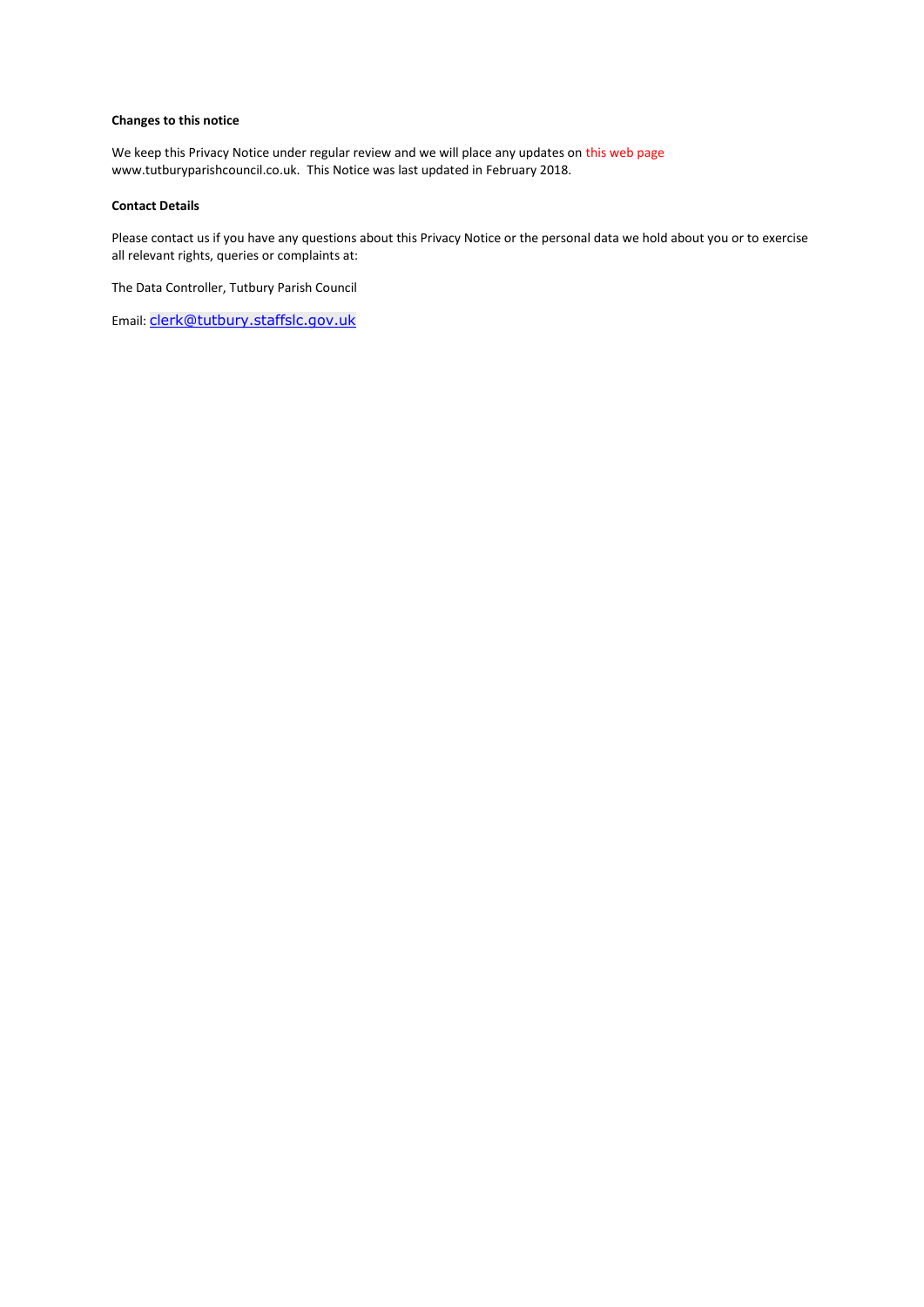**Changes to this notice**

We keep this Privacy Notice under regular review and we will place any updates on this web page www.tutburyparishcouncil.co.uk. This Notice was last updated in February 2018.

**Contact Details**

Please contact us if you have any questions about this Privacy Notice or the personal data we hold about you or to exercise all relevant rights, queries or complaints at:

The Data Controller, Tutbury Parish Council

Email: clerk@tutbury.staffslc.gov.uk